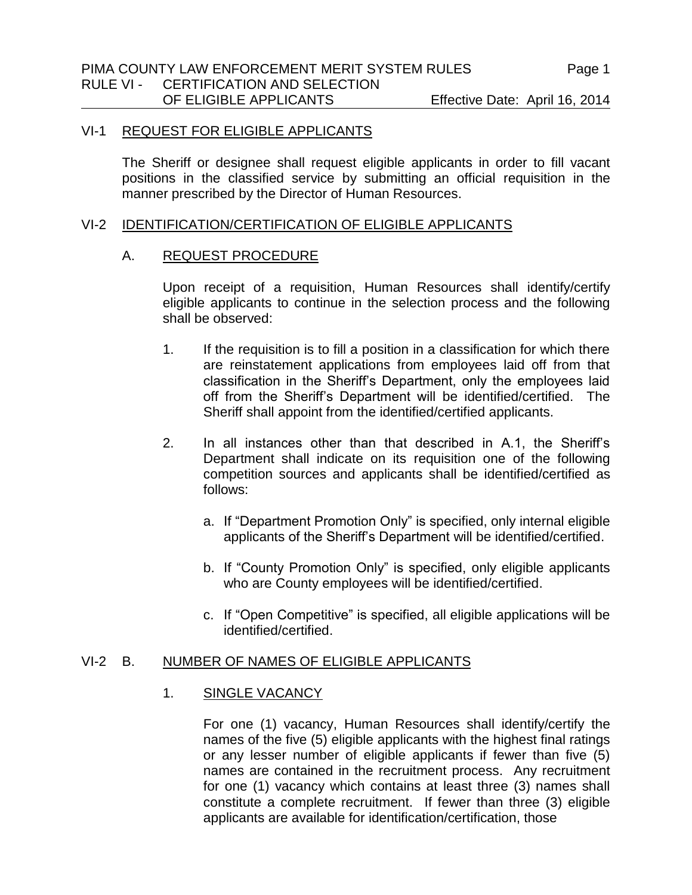## VI-1 REQUEST FOR ELIGIBLE APPLICANTS

The Sheriff or designee shall request eligible applicants in order to fill vacant positions in the classified service by submitting an official requisition in the manner prescribed by the Director of Human Resources.

## VI-2 IDENTIFICATION/CERTIFICATION OF ELIGIBLE APPLICANTS

### A. REQUEST PROCEDURE

Upon receipt of a requisition, Human Resources shall identify/certify eligible applicants to continue in the selection process and the following shall be observed:

1. If the requisition is to fill a position in a classification for which there are reinstatement applications from employees laid off from that classification in the Sheriff's Department, only the employees laid off from the Sheriff's Department will be identified/certified. The Sheriff shall appoint from the identified/certified applicants.

2. In all instances other than that described in A.1, the Sheriff's Department shall indicate on its requisition one of the following competition sources and applicants shall be identified/certified as follows:

   a. If "Department Promotion Only" is specified, only internal eligible applicants of the Sheriff's Department will be identified/certified.

   b. If "County Promotion Only" is specified, only eligible applicants who are County employees will be identified/certified.

   c. If "Open Competitive" is specified, all eligible applications will be identified/certified.

## VI-2 B. NUMBER OF NAMES OF ELIGIBLE APPLICANTS

### 1. SINGLE VACANCY

For one (1) vacancy, Human Resources shall identify/certify the names of the five (5) eligible applicants with the highest final ratings or any lesser number of eligible applicants if fewer than five (5) names are contained in the recruitment process. Any recruitment for one (1) vacancy which contains at least three (3) names shall constitute a complete recruitment. If fewer than three (3) eligible applicants are available for identification/certification, those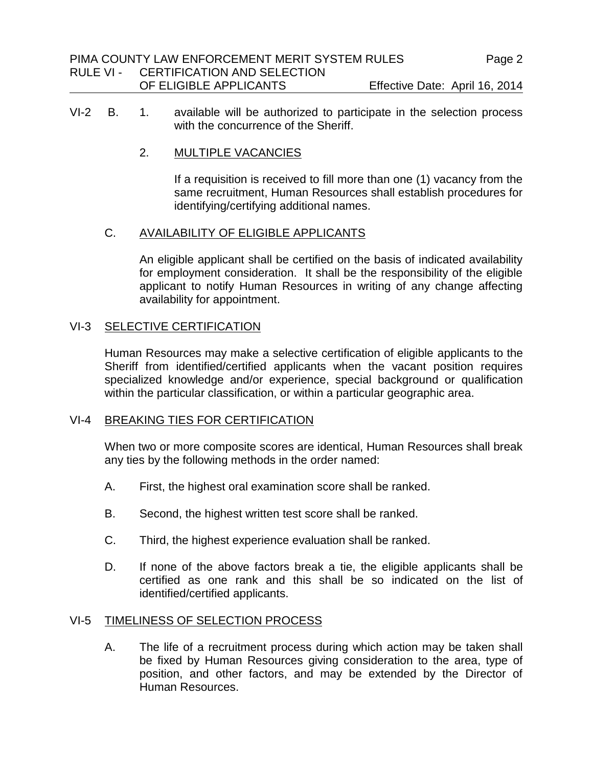VI-2 B. 1. available will be authorized to participate in the selection process with the concurrence of the Sheriff.

2. MULTIPLE VACANCIES

If a requisition is received to fill more than one (1) vacancy from the same recruitment, Human Resources shall establish procedures for identifying/certifying additional names.

C. AVAILABILITY OF ELIGIBLE APPLICANTS

An eligible applicant shall be certified on the basis of indicated availability for employment consideration. It shall be the responsibility of the eligible applicant to notify Human Resources in writing of any change affecting availability for appointment.

## VI-3 SELECTIVE CERTIFICATION

Human Resources may make a selective certification of eligible applicants to the Sheriff from identified/certified applicants when the vacant position requires specialized knowledge and/or experience, special background or qualification within the particular classification, or within a particular geographic area.

## VI-4 BREAKING TIES FOR CERTIFICATION

When two or more composite scores are identical, Human Resources shall break any ties by the following methods in the order named:

A. First, the highest oral examination score shall be ranked.

B. Second, the highest written test score shall be ranked.

C. Third, the highest experience evaluation shall be ranked.

D. If none of the above factors break a tie, the eligible applicants shall be certified as one rank and this shall be so indicated on the list of identified/certified applicants.

## VI-5 TIMELINESS OF SELECTION PROCESS

A. The life of a recruitment process during which action may be taken shall be fixed by Human Resources giving consideration to the area, type of position, and other factors, and may be extended by the Director of Human Resources.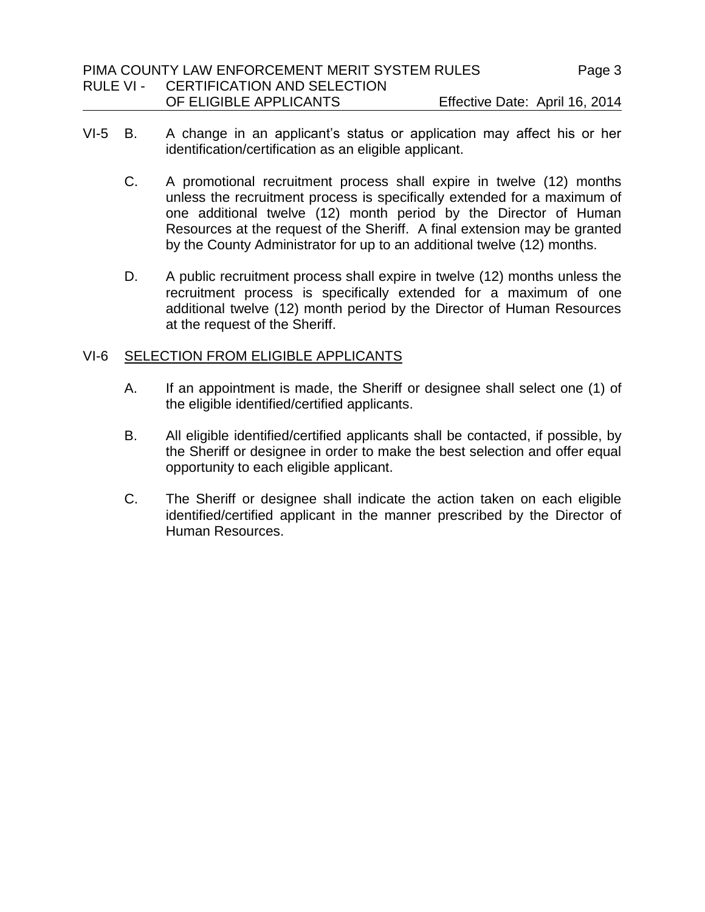VI-5 B. A change in an applicant's status or application may affect his or her identification/certification as an eligible applicant.

C. A promotional recruitment process shall expire in twelve (12) months unless the recruitment process is specifically extended for a maximum of one additional twelve (12) month period by the Director of Human Resources at the request of the Sheriff. A final extension may be granted by the County Administrator for up to an additional twelve (12) months.

D. A public recruitment process shall expire in twelve (12) months unless the recruitment process is specifically extended for a maximum of one additional twelve (12) month period by the Director of Human Resources at the request of the Sheriff.

## VI-6 SELECTION FROM ELIGIBLE APPLICANTS

A. If an appointment is made, the Sheriff or designee shall select one (1) of the eligible identified/certified applicants.

B. All eligible identified/certified applicants shall be contacted, if possible, by the Sheriff or designee in order to make the best selection and offer equal opportunity to each eligible applicant.

C. The Sheriff or designee shall indicate the action taken on each eligible identified/certified applicant in the manner prescribed by the Director of Human Resources.